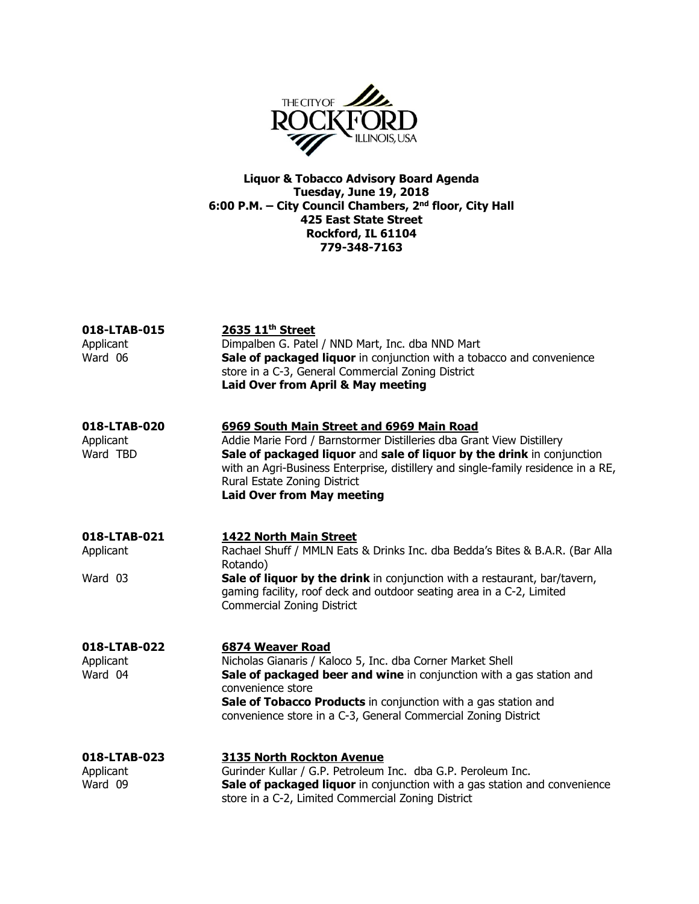**Liquor & Tobacco Advisory Board Agenda**
**Tuesday, June 19, 2018**
**6:00 P.M. – City Council Chambers, 2nd floor, City Hall**
**425 East State Street**
**Rockford, IL 61104**
**779-348-7163**

**018-LTAB-015**
Applicant
Ward 06

**2635 11th Street**
Dimpalben G. Patel / NND Mart, Inc. dba NND Mart
**Sale of packaged liquor** in conjunction with a tobacco and convenience store in a C-3, General Commercial Zoning District
**Laid Over from April & May meeting**

**018-LTAB-020**
Applicant
Ward TBD

**6969 South Main Street and 6969 Main Road**
Addie Marie Ford / Barnstormer Distilleries dba Grant View Distillery
**Sale of packaged liquor** and **sale of liquor by the drink** in conjunction with an Agri-Business Enterprise, distillery and single-family residence in a RE, Rural Estate Zoning District
**Laid Over from May meeting**

**018-LTAB-021**
Applicant
Ward 03

**1422 North Main Street**
Rachael Shuff / MMLN Eats & Drinks Inc. dba Bedda's Bites & B.A.R. (Bar Alla Rotando)
**Sale of liquor by the drink** in conjunction with a restaurant, bar/tavern, gaming facility, roof deck and outdoor seating area in a C-2, Limited Commercial Zoning District

**018-LTAB-022**
Applicant
Ward 04

**6874 Weaver Road**
Nicholas Gianaris / Kaloco 5, Inc. dba Corner Market Shell
**Sale of packaged beer and wine** in conjunction with a gas station and convenience store
**Sale of Tobacco Products** in conjunction with a gas station and convenience store in a C-3, General Commercial Zoning District

**018-LTAB-023**
Applicant
Ward 09

**3135 North Rockton Avenue**
Gurinder Kullar / G.P. Petroleum Inc. dba G.P. Peroleum Inc.
**Sale of packaged liquor** in conjunction with a gas station and convenience store in a C-2, Limited Commercial Zoning District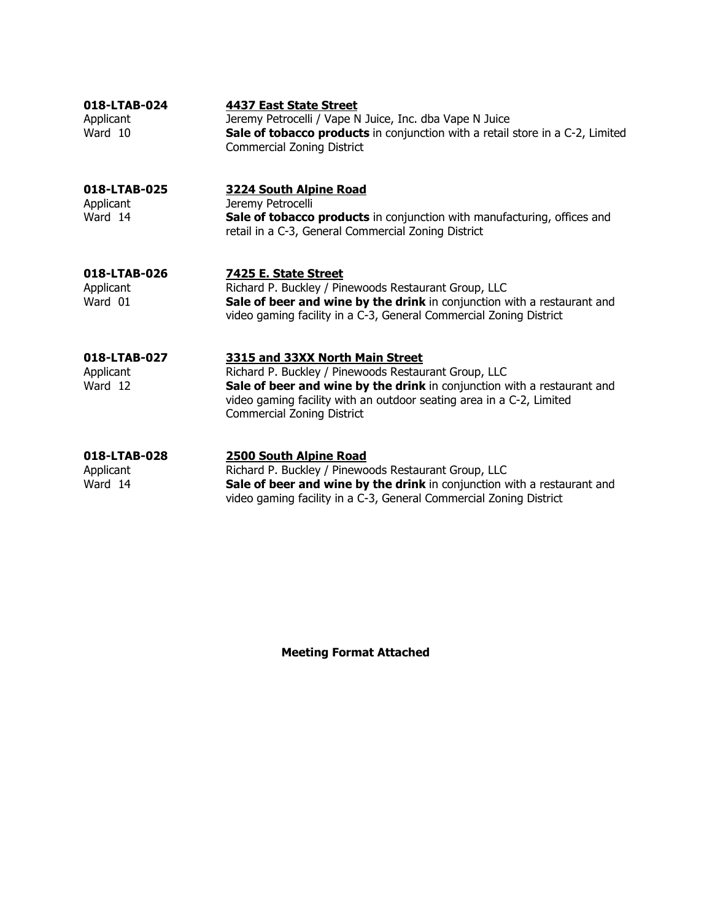**018-LTAB-024**
Applicant
Ward 10

**4437 East State Street**
Jeremy Petrocelli / Vape N Juice, Inc. dba Vape N Juice
**Sale of tobacco products** in conjunction with a retail store in a C-2, Limited Commercial Zoning District

**018-LTAB-025**
Applicant
Ward 14

**3224 South Alpine Road**
Jeremy Petrocelli
**Sale of tobacco products** in conjunction with manufacturing, offices and retail in a C-3, General Commercial Zoning District

**018-LTAB-026**
Applicant
Ward 01

**7425 E. State Street**
Richard P. Buckley / Pinewoods Restaurant Group, LLC
**Sale of beer and wine by the drink** in conjunction with a restaurant and video gaming facility in a C-3, General Commercial Zoning District

**018-LTAB-027**
Applicant
Ward 12

**3315 and 33XX North Main Street**
Richard P. Buckley / Pinewoods Restaurant Group, LLC
**Sale of beer and wine by the drink** in conjunction with a restaurant and video gaming facility with an outdoor seating area in a C-2, Limited Commercial Zoning District

**018-LTAB-028**
Applicant
Ward 14

**2500 South Alpine Road**
Richard P. Buckley / Pinewoods Restaurant Group, LLC
**Sale of beer and wine by the drink** in conjunction with a restaurant and video gaming facility in a C-3, General Commercial Zoning District

**Meeting Format Attached**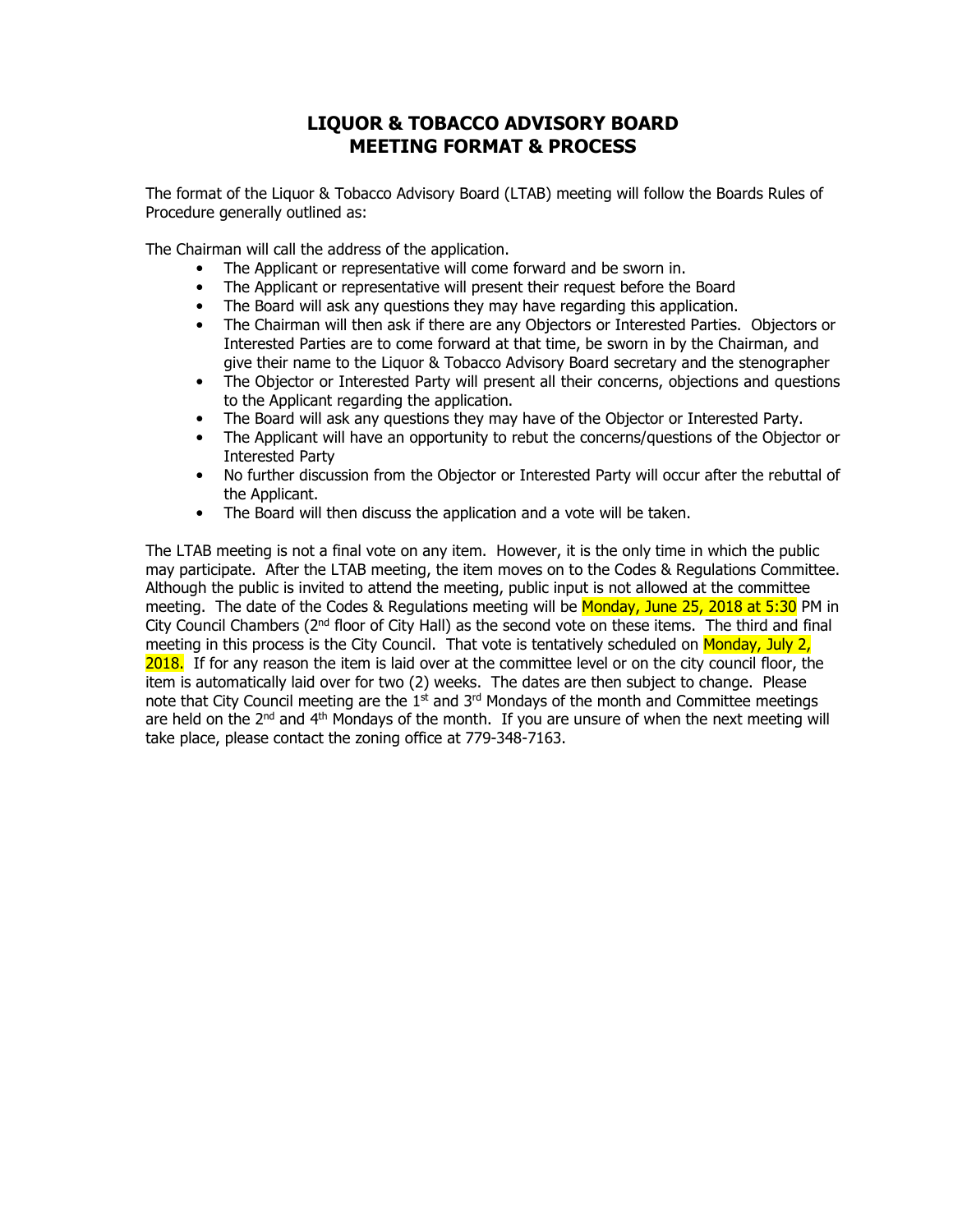# LIQUOR & TOBACCO ADVISORY BOARD
# MEETING FORMAT & PROCESS

The format of the Liquor & Tobacco Advisory Board (LTAB) meeting will follow the Boards Rules of Procedure generally outlined as:

The Chairman will call the address of the application.

- The Applicant or representative will come forward and be sworn in.
- The Applicant or representative will present their request before the Board
- The Board will ask any questions they may have regarding this application.
- The Chairman will then ask if there are any Objectors or Interested Parties. Objectors or Interested Parties are to come forward at that time, be sworn in by the Chairman, and give their name to the Liquor & Tobacco Advisory Board secretary and the stenographer
- The Objector or Interested Party will present all their concerns, objections and questions to the Applicant regarding the application.
- The Board will ask any questions they may have of the Objector or Interested Party.
- The Applicant will have an opportunity to rebut the concerns/questions of the Objector or Interested Party
- No further discussion from the Objector or Interested Party will occur after the rebuttal of the Applicant.
- The Board will then discuss the application and a vote will be taken.

The LTAB meeting is not a final vote on any item. However, it is the only time in which the public may participate. After the LTAB meeting, the item moves on to the Codes & Regulations Committee. Although the public is invited to attend the meeting, public input is not allowed at the committee meeting. The date of the Codes & Regulations meeting will be Monday, June 25, 2018 at 5:30 PM in City Council Chambers (2nd floor of City Hall) as the second vote on these items. The third and final meeting in this process is the City Council. That vote is tentatively scheduled on Monday, July 2, 2018. If for any reason the item is laid over at the committee level or on the city council floor, the item is automatically laid over for two (2) weeks. The dates are then subject to change. Please note that City Council meeting are the 1st and 3rd Mondays of the month and Committee meetings are held on the 2nd and 4th Mondays of the month. If you are unsure of when the next meeting will take place, please contact the zoning office at 779-348-7163.